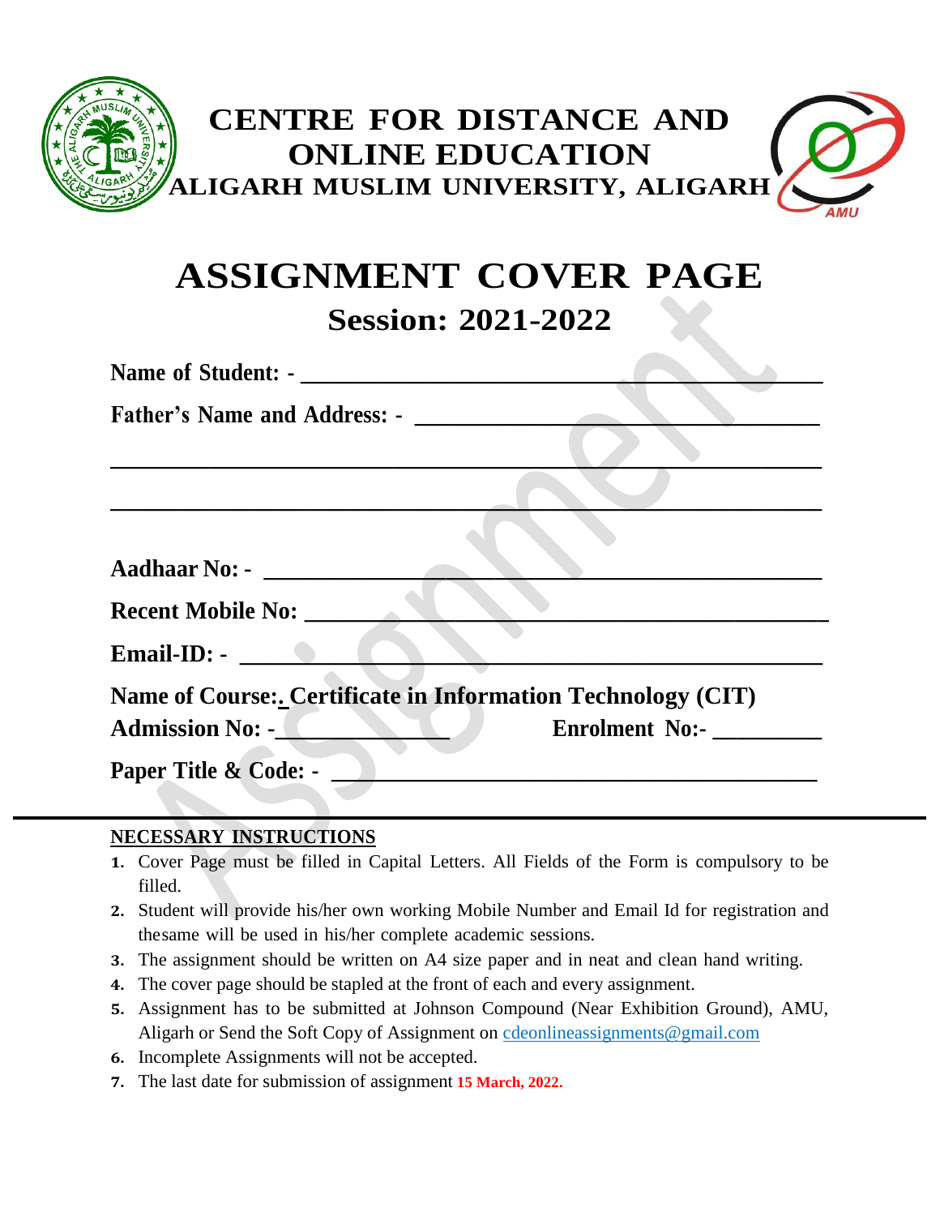# CENTRE FOR DISTANCE AND ONLINE EDUCATION

## ALIGARH MUSLIM UNIVERSITY, ALIGARH

# ASSIGNMENT COVER PAGE

## Session: 2021-2022

**Name of Student: -** ______________________________________

**Father's Name and Address: -** ______________________________

______________________________________________________

______________________________________________________

**Aadhaar No: -** ____________________________________________

**Recent Mobile No:** ________________________________________

**Email-ID: -** ______________________________________________

**Name of Course:. Certificate in Information Technology (CIT)**

**Admission No: -**_____________ **Enrolment No:-** _________

**Paper Title & Code: -** _____________________________________

---

**NECESSARY INSTRUCTIONS**

1. Cover Page must be filled in Capital Letters. All Fields of the Form is compulsory to be filled.
2. Student will provide his/her own working Mobile Number and Email Id for registration and thesame will be used in his/her complete academic sessions.
3. The assignment should be written on A4 size paper and in neat and clean hand writing.
4. The cover page should be stapled at the front of each and every assignment.
5. Assignment has to be submitted at Johnson Compound (Near Exhibition Ground), AMU, Aligarh or Send the Soft Copy of Assignment on cdeonlineassignments@gmail.com
6. Incomplete Assignments will not be accepted.
7. The last date for submission of assignment **15 March, 2022.**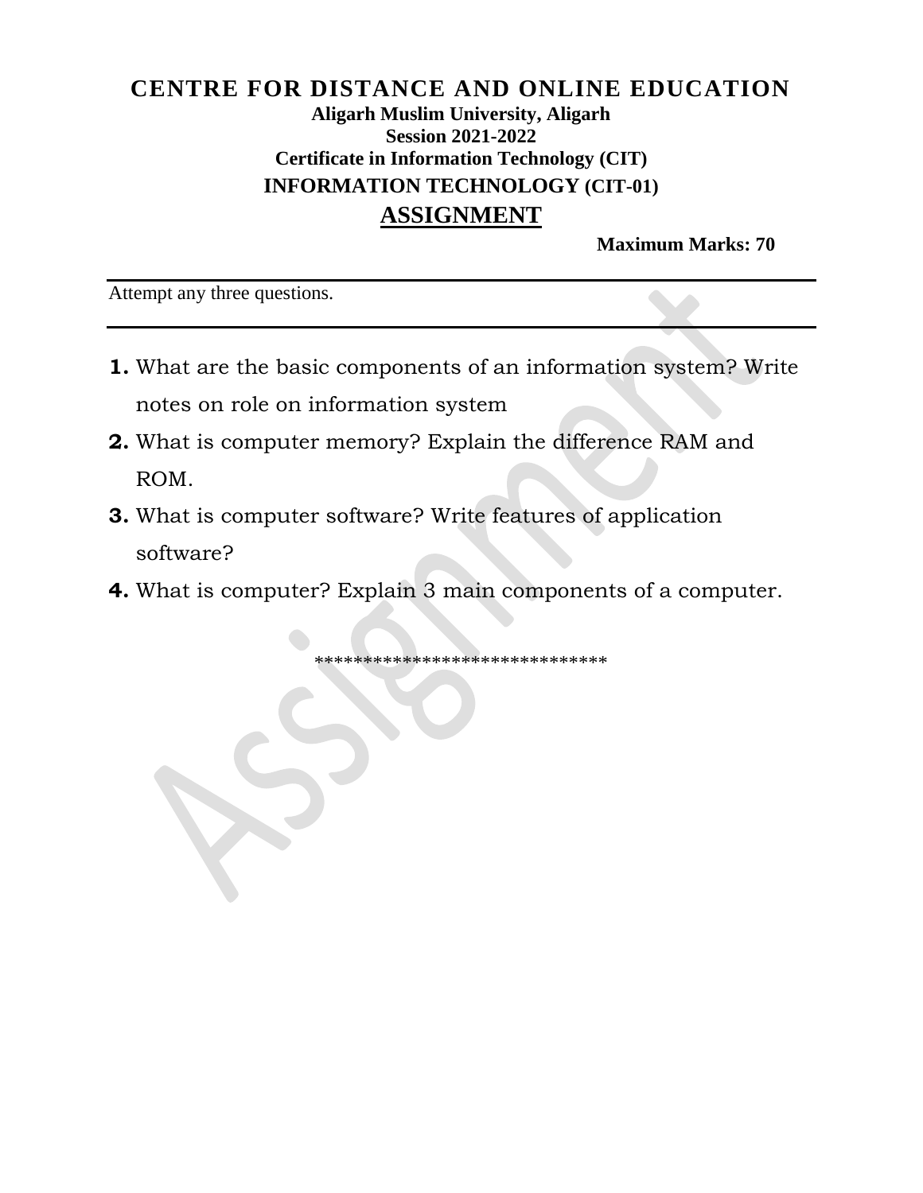# CENTRE FOR DISTANCE AND ONLINE EDUCATION

**Aligarh Muslim University, Aligarh**

**Session 2021-2022**

**Certificate in Information Technology (CIT)**

**INFORMATION TECHNOLOGY (CIT-01)**

## ASSIGNMENT

**Maximum Marks: 70**

---

Attempt any three questions.

---

1. What are the basic components of an information system? Write notes on role on information system
2. What is computer memory? Explain the difference RAM and ROM.
3. What is computer software? Write features of application software?
4. What is computer? Explain 3 main components of a computer.

******************************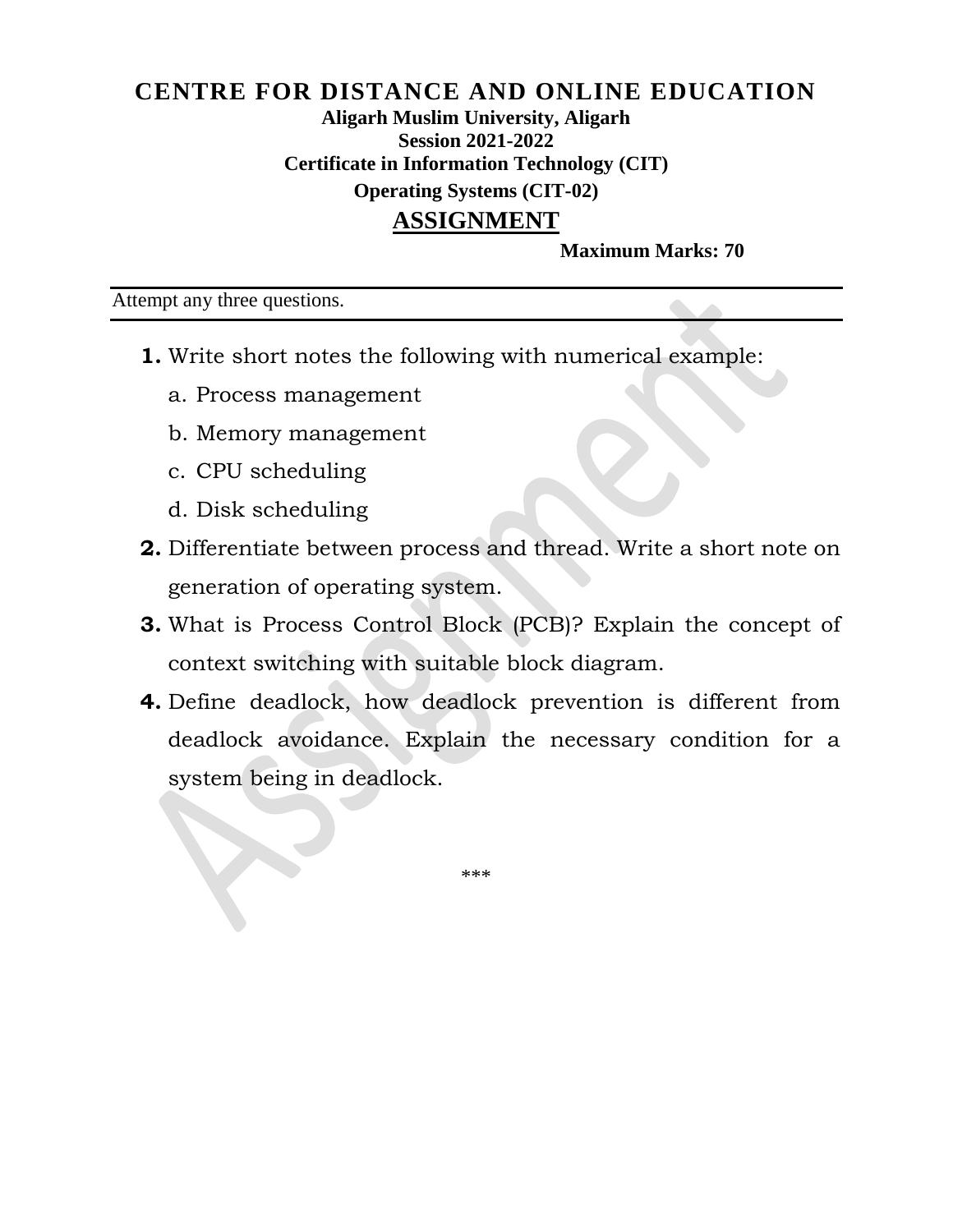# CENTRE FOR DISTANCE AND ONLINE EDUCATION

**Aligarh Muslim University, Aligarh**

**Session 2021-2022**

**Certificate in Information Technology (CIT)**

**Operating Systems (CIT-02)**

## ASSIGNMENT

**Maximum Marks: 70**

---

Attempt any three questions.

---

**1.** Write short notes the following with numerical example:

   a. Process management

   b. Memory management

   c. CPU scheduling

   d. Disk scheduling

**2.** Differentiate between process and thread. Write a short note on generation of operating system.

**3.** What is Process Control Block (PCB)? Explain the concept of context switching with suitable block diagram.

**4.** Define deadlock, how deadlock prevention is different from deadlock avoidance. Explain the necessary condition for a system being in deadlock.

***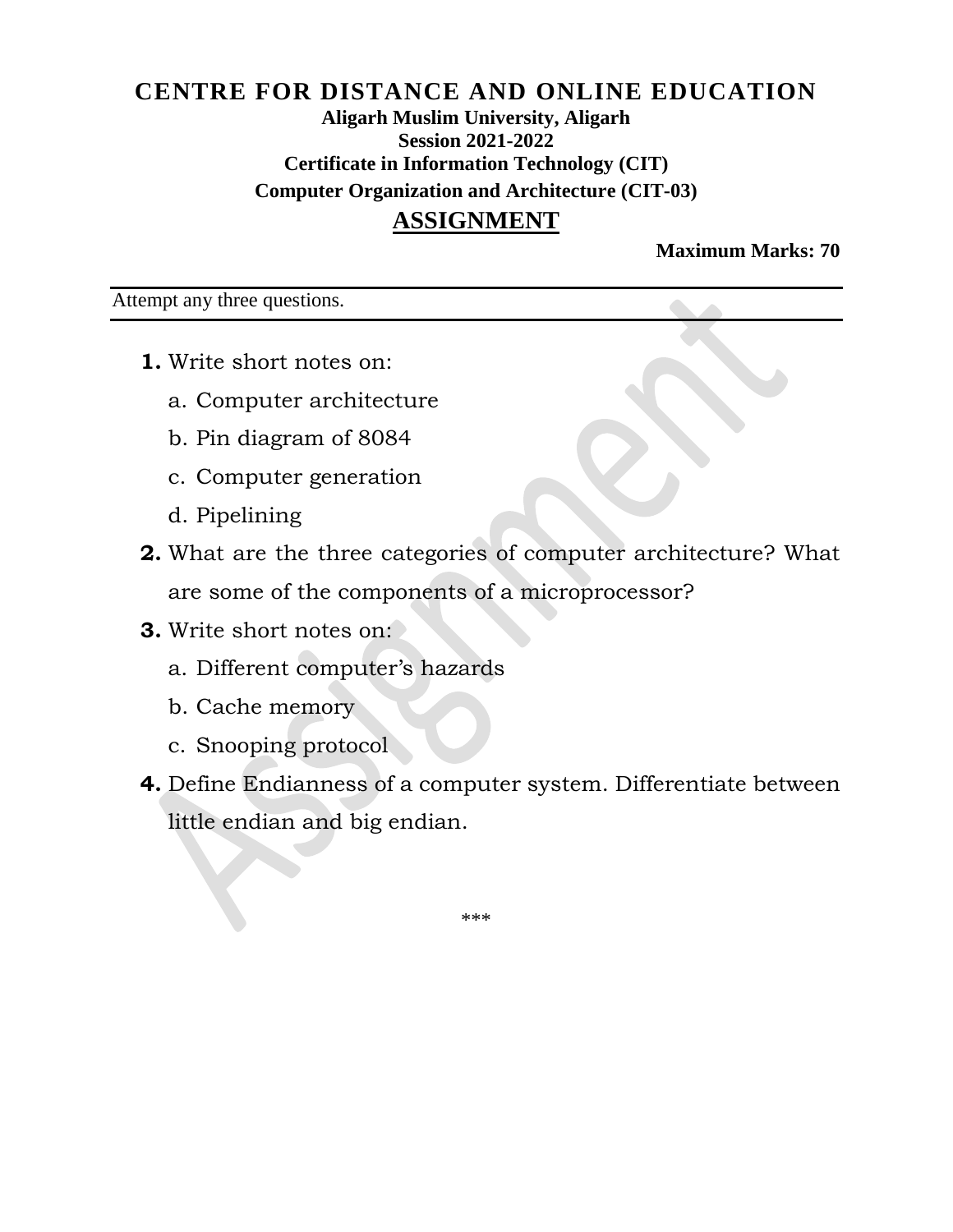# CENTRE FOR DISTANCE AND ONLINE EDUCATION

**Aligarh Muslim University, Aligarh**

**Session 2021-2022**

**Certificate in Information Technology (CIT)**

**Computer Organization and Architecture (CIT-03)**

## ASSIGNMENT

**Maximum Marks: 70**

---

Attempt any three questions.

---

**1.** Write short notes on:

a. Computer architecture

b. Pin diagram of 8084

c. Computer generation

d. Pipelining

**2.** What are the three categories of computer architecture? What are some of the components of a microprocessor?

**3.** Write short notes on:

a. Different computer's hazards

b. Cache memory

c. Snooping protocol

**4.** Define Endianness of a computer system. Differentiate between little endian and big endian.

***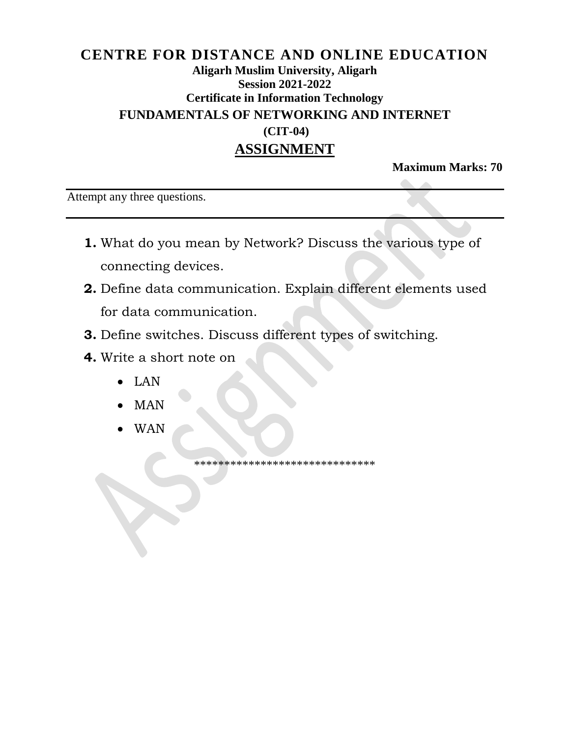# CENTRE FOR DISTANCE AND ONLINE EDUCATION

**Aligarh Muslim University, Aligarh**

**Session 2021-2022**

**Certificate in Information Technology**

**FUNDAMENTALS OF NETWORKING AND INTERNET**

**(CIT-04)**

## ASSIGNMENT

**Maximum Marks: 70**

---

Attempt any three questions.

---

1. What do you mean by Network? Discuss the various type of connecting devices.
2. Define data communication. Explain different elements used for data communication.
3. Define switches. Discuss different types of switching.
4. Write a short note on
    - LAN
    - MAN
    - WAN

*****************************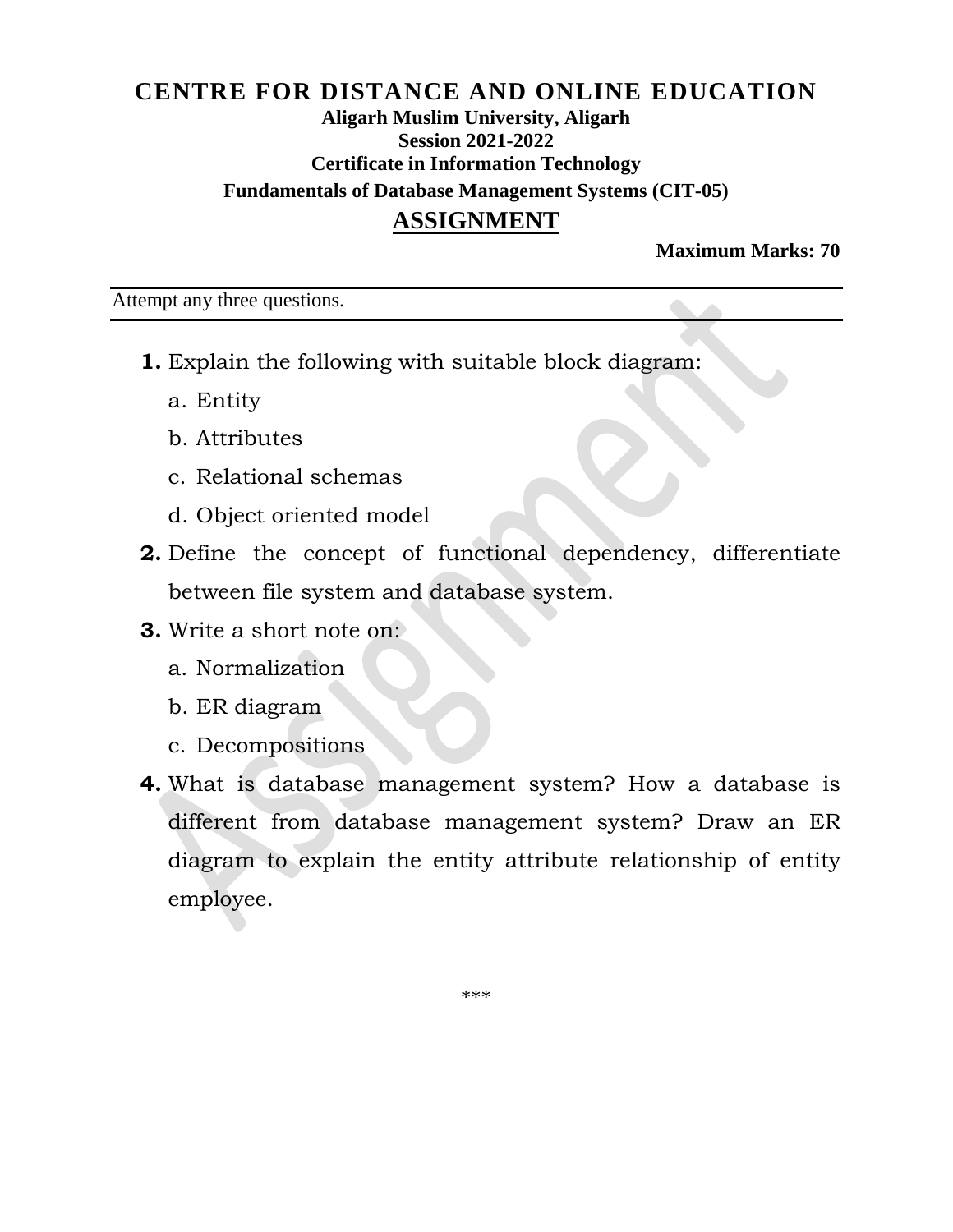# CENTRE FOR DISTANCE AND ONLINE EDUCATION

**Aligarh Muslim University, Aligarh**

**Session 2021-2022**

**Certificate in Information Technology**

**Fundamentals of Database Management Systems (CIT-05)**

## ASSIGNMENT

**Maximum Marks: 70**

Attempt any three questions.

1. Explain the following with suitable block diagram:
   a. Entity
   b. Attributes
   c. Relational schemas
   d. Object oriented model
2. Define the concept of functional dependency, differentiate between file system and database system.
3. Write a short note on:
   a. Normalization
   b. ER diagram
   c. Decompositions
4. What is database management system? How a database is different from database management system? Draw an ER diagram to explain the entity attribute relationship of entity employee.

***